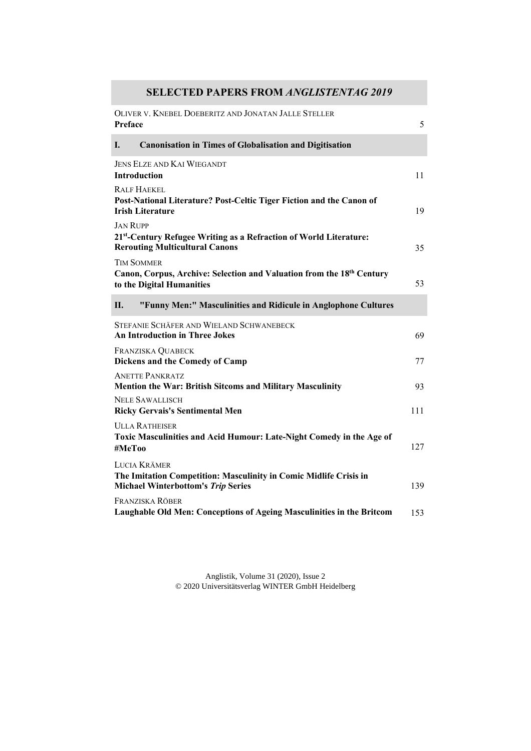# SELECTED PAPERS FROM *ANGLISTENTAG 2019*

OLIVER V. KNEBEL DOEBERITZ AND JONATAN JALLE STELLER
**Preface** 5

## I. Canonisation in Times of Globalisation and Digitisation

JENS ELZE AND KAI WIEGANDT
**Introduction** 11

RALF HAEKEL
**Post-National Literature? Post-Celtic Tiger Fiction and the Canon of Irish Literature** 19

JAN RUPP
**21st-Century Refugee Writing as a Refraction of World Literature: Rerouting Multicultural Canons** 35

TIM SOMMER
**Canon, Corpus, Archive: Selection and Valuation from the 18th Century to the Digital Humanities** 53

## II. "Funny Men:" Masculinities and Ridicule in Anglophone Cultures

STEFANIE SCHÄFER AND WIELAND SCHWANEBECK
**An Introduction in Three Jokes** 69

FRANZISKA QUABECK
**Dickens and the Comedy of Camp** 77

ANETTE PANKRATZ
**Mention the War: British Sitcoms and Military Masculinity** 93

NELE SAWALLISCH
**Ricky Gervais's Sentimental Men** 111

ULLA RATHEISER
**Toxic Masculinities and Acid Humour: Late-Night Comedy in the Age of #MeToo** 127

LUCIA KRÄMER
**The Imitation Competition: Masculinity in Comic Midlife Crisis in Michael Winterbottom's *Trip* Series** 139

FRANZISKA RÖBER
**Laughable Old Men: Conceptions of Ageing Masculinities in the Britcom** 153

Anglistik, Volume 31 (2020), Issue 2
© 2020 Universitätsverlag WINTER GmbH Heidelberg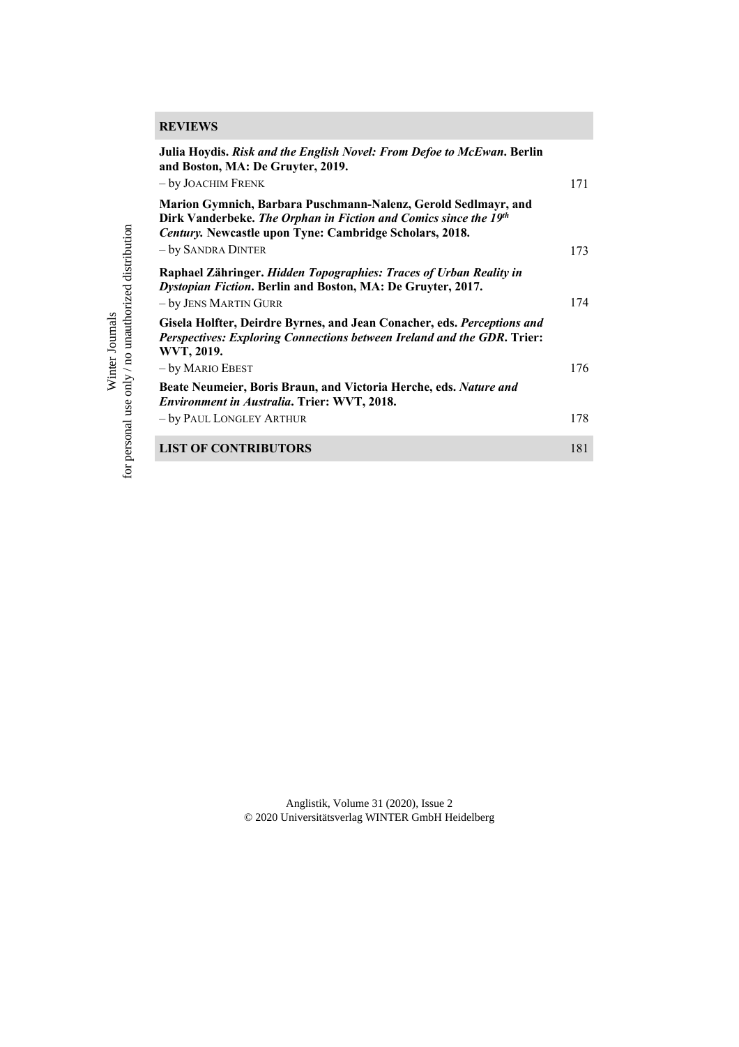## REVIEWS

**Julia Hoydis. *Risk and the English Novel: From Defoe to McEwan*. Berlin and Boston, MA: De Gruyter, 2019.**
– by JOACHIM FRENK 171

**Marion Gymnich, Barbara Puschmann-Nalenz, Gerold Sedlmayr, and Dirk Vanderbeke. *The Orphan in Fiction and Comics since the 19*[th] *Century.* Newcastle upon Tyne: Cambridge Scholars, 2018.**
– by SANDRA DINTER 173

**Raphael Zähringer. *Hidden Topographies: Traces of Urban Reality in Dystopian Fiction*. Berlin and Boston, MA: De Gruyter, 2017.**
– by JENS MARTIN GURR 174

**Gisela Holfter, Deirdre Byrnes, and Jean Conacher, eds. *Perceptions and Perspectives: Exploring Connections between Ireland and the GDR*. Trier: WVT, 2019.**
– by MARIO EBEST 176

**Beate Neumeier, Boris Braun, and Victoria Herche, eds. *Nature and Environment in Australia*. Trier: WVT, 2018.**
– by PAUL LONGLEY ARTHUR 178

## LIST OF CONTRIBUTORS 181